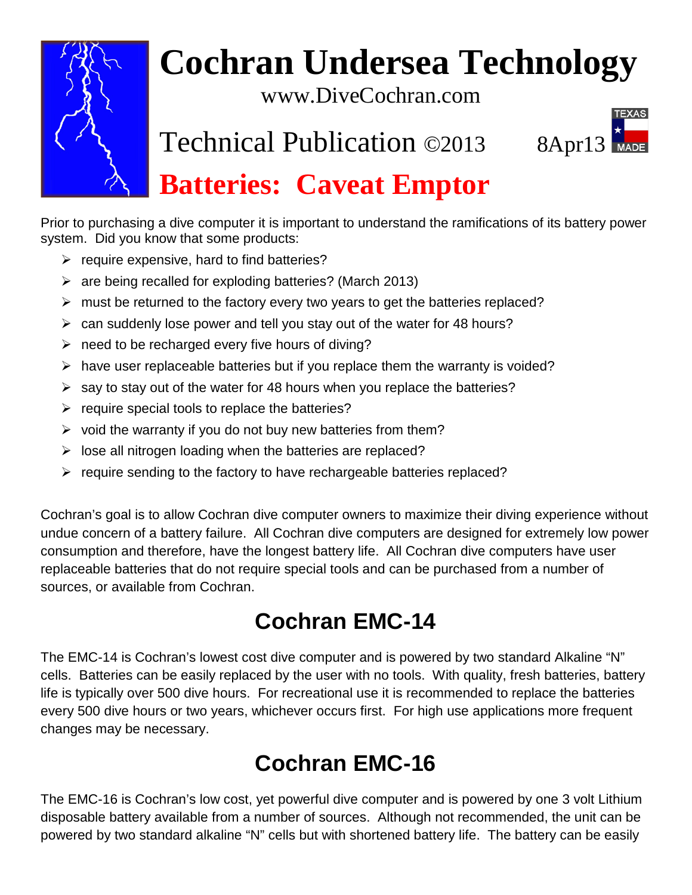# Cochran Undersea Technology

www.DiveCochran.com

Technical Publication ©2013 8Apr13

TEXAS MADE

## Batteries: Caveat Emptor

Prior to purchasing a dive computer it is important to understand the ramifications of its battery power system. Did you know that some products:

- require expensive, hard to find batteries?
- are being recalled for exploding batteries? (March 2013)
- must be returned to the factory every two years to get the batteries replaced?
- can suddenly lose power and tell you stay out of the water for 48 hours?
- need to be recharged every five hours of diving?
- have user replaceable batteries but if you replace them the warranty is voided?
- say to stay out of the water for 48 hours when you replace the batteries?
- require special tools to replace the batteries?
- void the warranty if you do not buy new batteries from them?
- lose all nitrogen loading when the batteries are replaced?
- require sending to the factory to have rechargeable batteries replaced?

Cochran's goal is to allow Cochran dive computer owners to maximize their diving experience without undue concern of a battery failure. All Cochran dive computers are designed for extremely low power consumption and therefore, have the longest battery life. All Cochran dive computers have user replaceable batteries that do not require special tools and can be purchased from a number of sources, or available from Cochran.

## Cochran EMC-14

The EMC-14 is Cochran's lowest cost dive computer and is powered by two standard Alkaline "N" cells. Batteries can be easily replaced by the user with no tools. With quality, fresh batteries, battery life is typically over 500 dive hours. For recreational use it is recommended to replace the batteries every 500 dive hours or two years, whichever occurs first. For high use applications more frequent changes may be necessary.

## Cochran EMC-16

The EMC-16 is Cochran's low cost, yet powerful dive computer and is powered by one 3 volt Lithium disposable battery available from a number of sources. Although not recommended, the unit can be powered by two standard alkaline "N" cells but with shortened battery life. The battery can be easily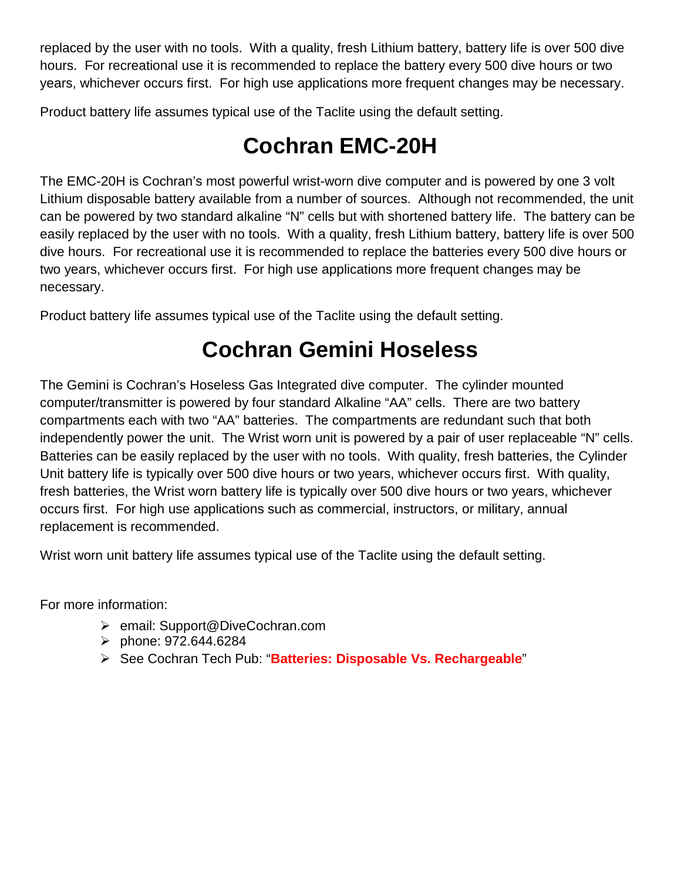replaced by the user with no tools. With a quality, fresh Lithium battery, battery life is over 500 dive hours. For recreational use it is recommended to replace the battery every 500 dive hours or two years, whichever occurs first. For high use applications more frequent changes may be necessary.

Product battery life assumes typical use of the Taclite using the default setting.

# Cochran EMC-20H

The EMC-20H is Cochran's most powerful wrist-worn dive computer and is powered by one 3 volt Lithium disposable battery available from a number of sources. Although not recommended, the unit can be powered by two standard alkaline "N" cells but with shortened battery life. The battery can be easily replaced by the user with no tools. With a quality, fresh Lithium battery, battery life is over 500 dive hours. For recreational use it is recommended to replace the batteries every 500 dive hours or two years, whichever occurs first. For high use applications more frequent changes may be necessary.

Product battery life assumes typical use of the Taclite using the default setting.

# Cochran Gemini Hoseless

The Gemini is Cochran's Hoseless Gas Integrated dive computer. The cylinder mounted computer/transmitter is powered by four standard Alkaline "AA" cells. There are two battery compartments each with two "AA" batteries. The compartments are redundant such that both independently power the unit. The Wrist worn unit is powered by a pair of user replaceable "N" cells. Batteries can be easily replaced by the user with no tools. With quality, fresh batteries, the Cylinder Unit battery life is typically over 500 dive hours or two years, whichever occurs first. With quality, fresh batteries, the Wrist worn battery life is typically over 500 dive hours or two years, whichever occurs first. For high use applications such as commercial, instructors, or military, annual replacement is recommended.

Wrist worn unit battery life assumes typical use of the Taclite using the default setting.

For more information:

- email: Support@DiveCochran.com
- phone: 972.644.6284
- See Cochran Tech Pub: "**Batteries: Disposable Vs. Rechargeable**"